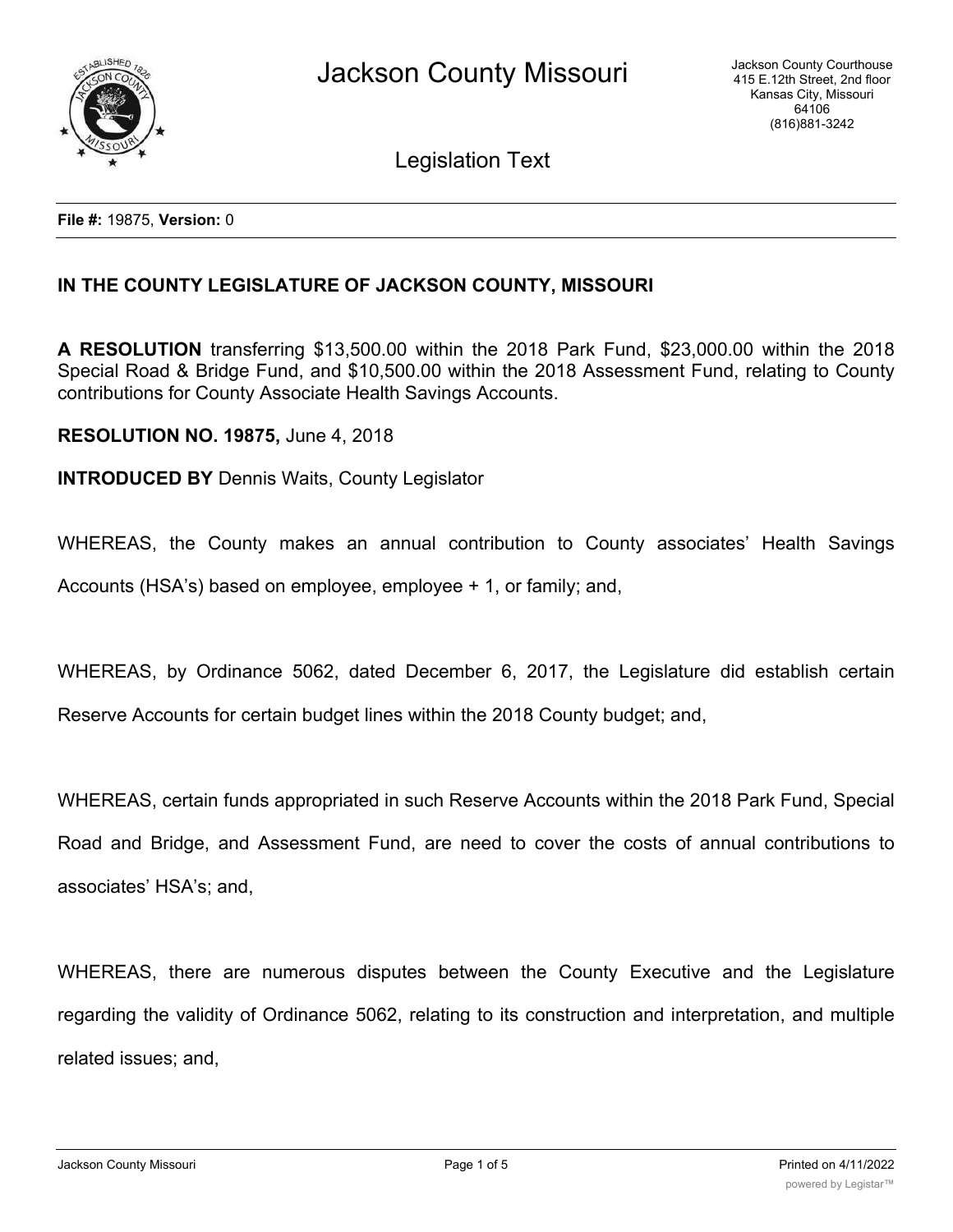**File #:** 19875, **Version:** 0

**IN THE COUNTY LEGISLATURE OF JACKSON COUNTY, MISSOURI**

**A RESOLUTION** transferring $13,500.00 within the 2018 Park Fund, $23,000.00 within the 2018 Special Road & Bridge Fund, and $10,500.00 within the 2018 Assessment Fund, relating to County contributions for County Associate Health Savings Accounts.

**RESOLUTION NO. 19875,** June 4, 2018

**INTRODUCED BY** Dennis Waits, County Legislator

WHEREAS, the County makes an annual contribution to County associates' Health Savings Accounts (HSA's) based on employee, employee + 1, or family; and,

WHEREAS, by Ordinance 5062, dated December 6, 2017, the Legislature did establish certain Reserve Accounts for certain budget lines within the 2018 County budget; and,

WHEREAS, certain funds appropriated in such Reserve Accounts within the 2018 Park Fund, Special Road and Bridge, and Assessment Fund, are need to cover the costs of annual contributions to associates' HSA's; and,

WHEREAS, there are numerous disputes between the County Executive and the Legislature regarding the validity of Ordinance 5062, relating to its construction and interpretation, and multiple related issues; and,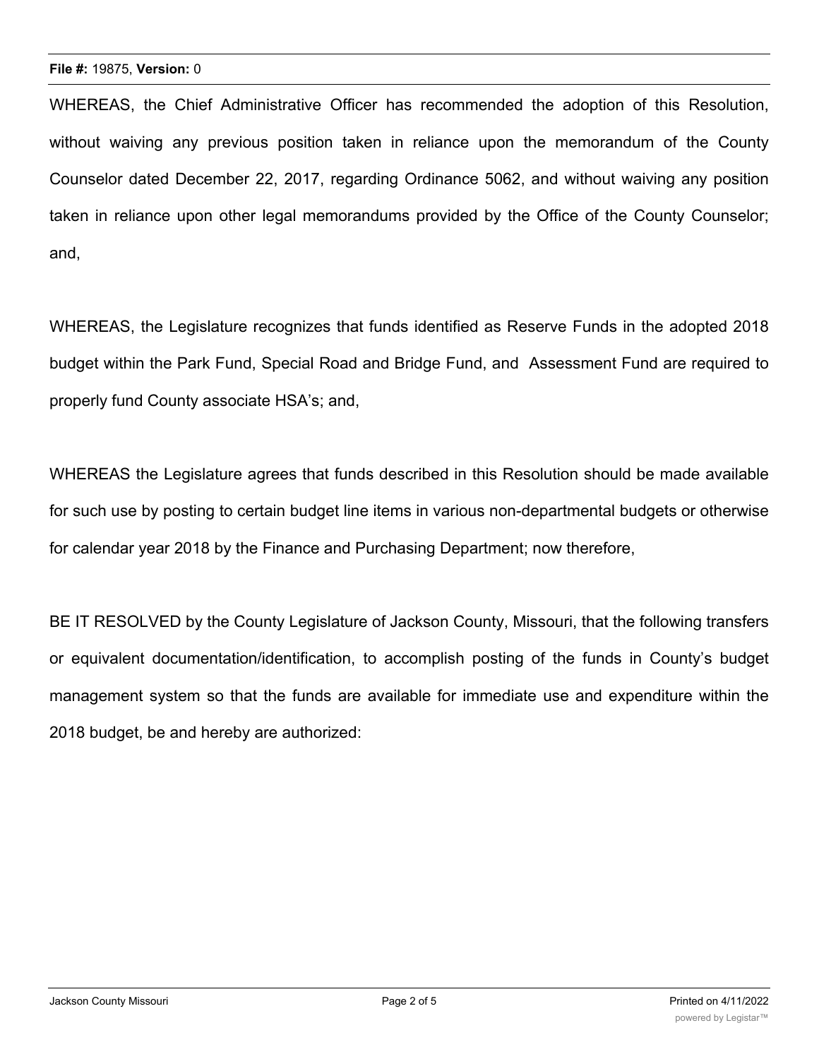WHEREAS, the Chief Administrative Officer has recommended the adoption of this Resolution, without waiving any previous position taken in reliance upon the memorandum of the County Counselor dated December 22, 2017, regarding Ordinance 5062, and without waiving any position taken in reliance upon other legal memorandums provided by the Office of the County Counselor; and,

WHEREAS, the Legislature recognizes that funds identified as Reserve Funds in the adopted 2018 budget within the Park Fund, Special Road and Bridge Fund, and Assessment Fund are required to properly fund County associate HSA's; and,

WHEREAS the Legislature agrees that funds described in this Resolution should be made available for such use by posting to certain budget line items in various non-departmental budgets or otherwise for calendar year 2018 by the Finance and Purchasing Department; now therefore,

BE IT RESOLVED by the County Legislature of Jackson County, Missouri, that the following transfers or equivalent documentation/identification, to accomplish posting of the funds in County's budget management system so that the funds are available for immediate use and expenditure within the 2018 budget, be and hereby are authorized: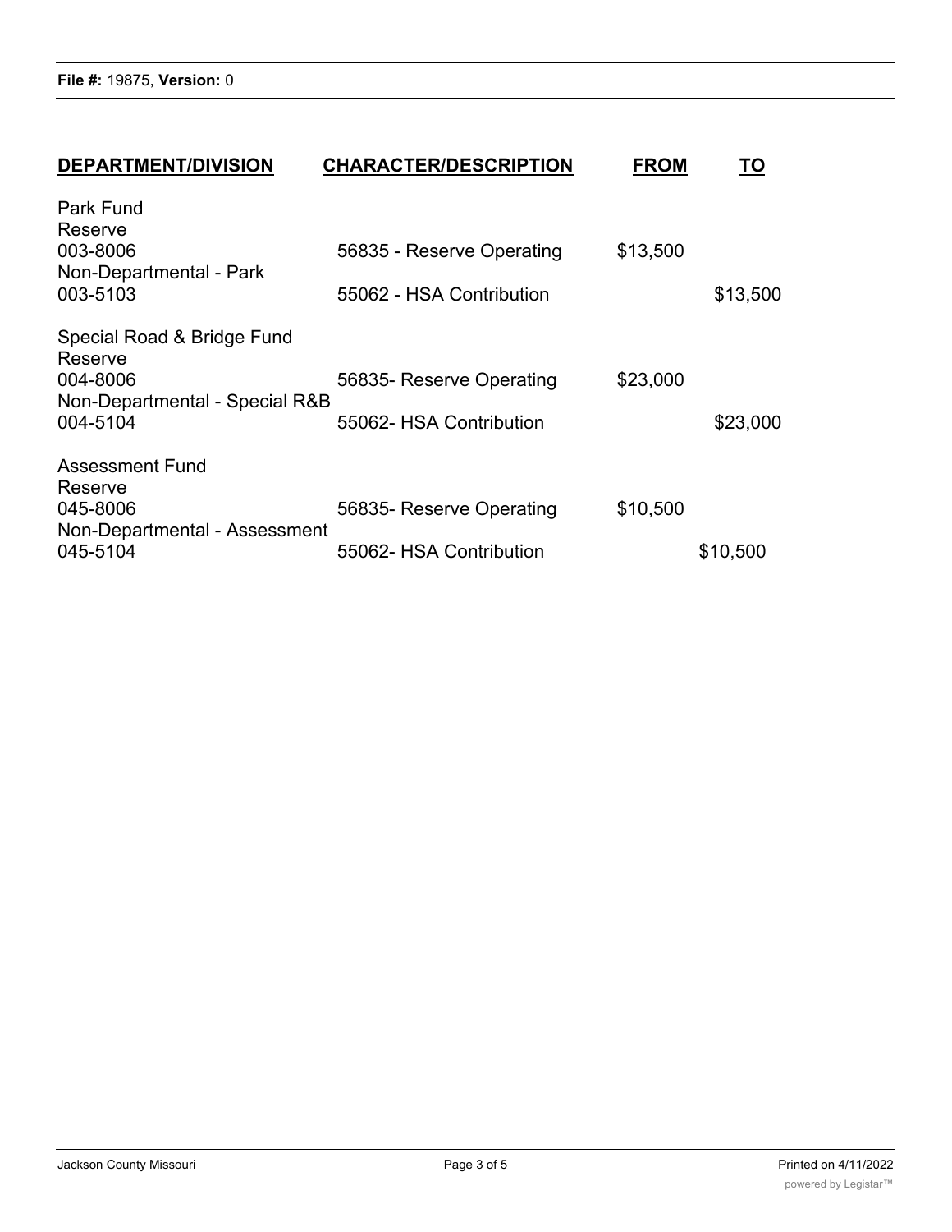File #: 19875, Version: 0

| DEPARTMENT/DIVISION | CHARACTER/DESCRIPTION | FROM | TO |
|---|---|---|---|
| Park Fund | | | |
| Reserve | | | |
| 003-8006 | 56835 - Reserve Operating | $13,500 | |
| Non-Departmental - Park | | | |
| 003-5103 | 55062 - HSA Contribution | | $13,500 |
| Special Road & Bridge Fund | | | |
| Reserve | | | |
| 004-8006 | 56835- Reserve Operating | $23,000 | |
| Non-Departmental - Special R&B | | | |
| 004-5104 | 55062- HSA Contribution | | $23,000 |
| Assessment Fund | | | |
| Reserve | | | |
| 045-8006 | 56835- Reserve Operating | $10,500 | |
| Non-Departmental - Assessment | | | |
| 045-5104 | 55062- HSA Contribution | | $10,500 |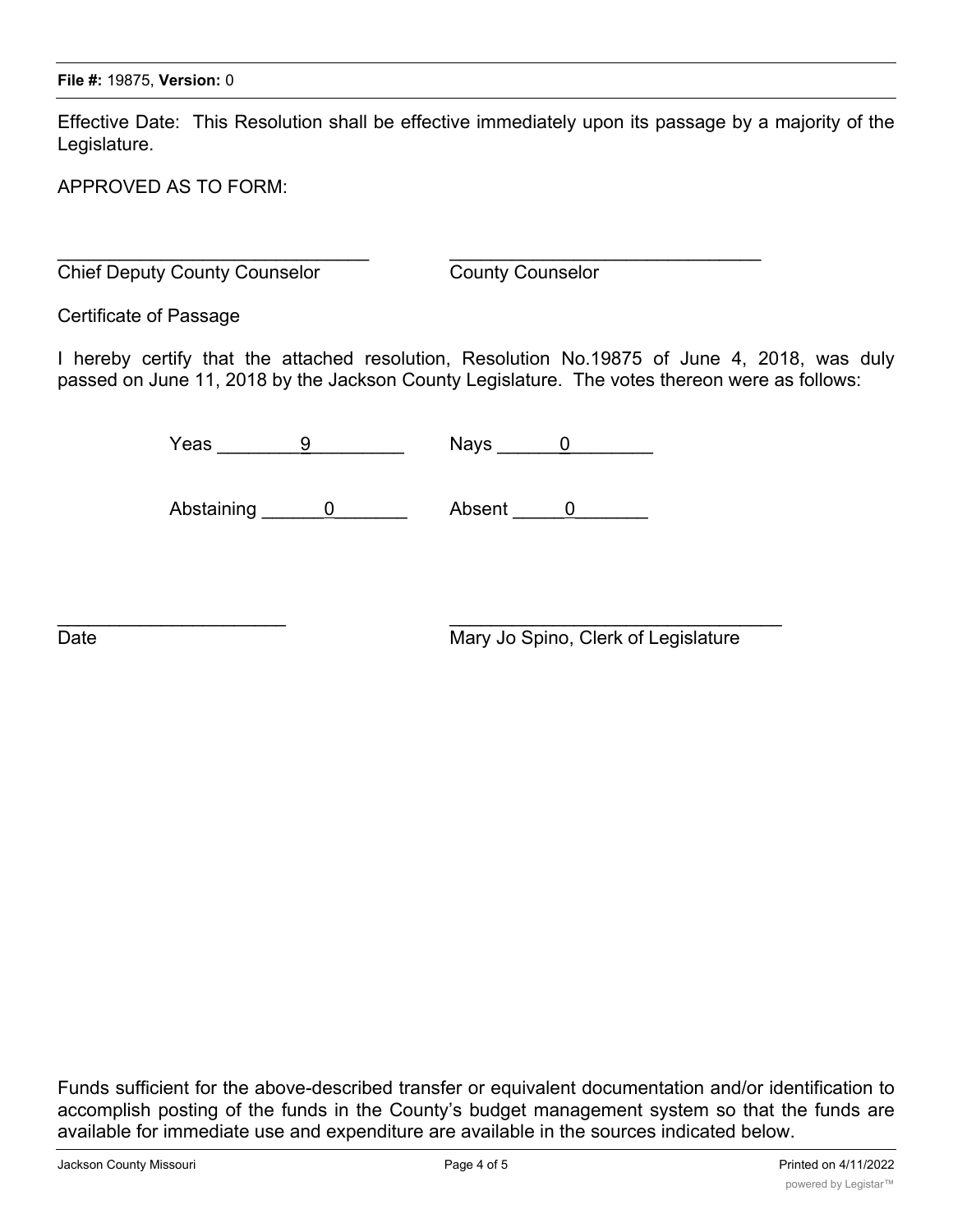Effective Date: This Resolution shall be effective immediately upon its passage by a majority of the Legislature.

APPROVED AS TO FORM:

_______________________________ _______________________________

Chief Deputy County Counselor County Counselor

Certificate of Passage

I hereby certify that the attached resolution, Resolution No.19875 of June 4, 2018, was duly passed on June 11, 2018 by the Jackson County Legislature. The votes thereon were as follows:

Yeas ________9_________ Nays ______0________

Abstaining ______0_______ Absent _____0_______

______________________ _________________________________

Date Mary Jo Spino, Clerk of Legislature

Funds sufficient for the above-described transfer or equivalent documentation and/or identification to accomplish posting of the funds in the County's budget management system so that the funds are available for immediate use and expenditure are available in the sources indicated below.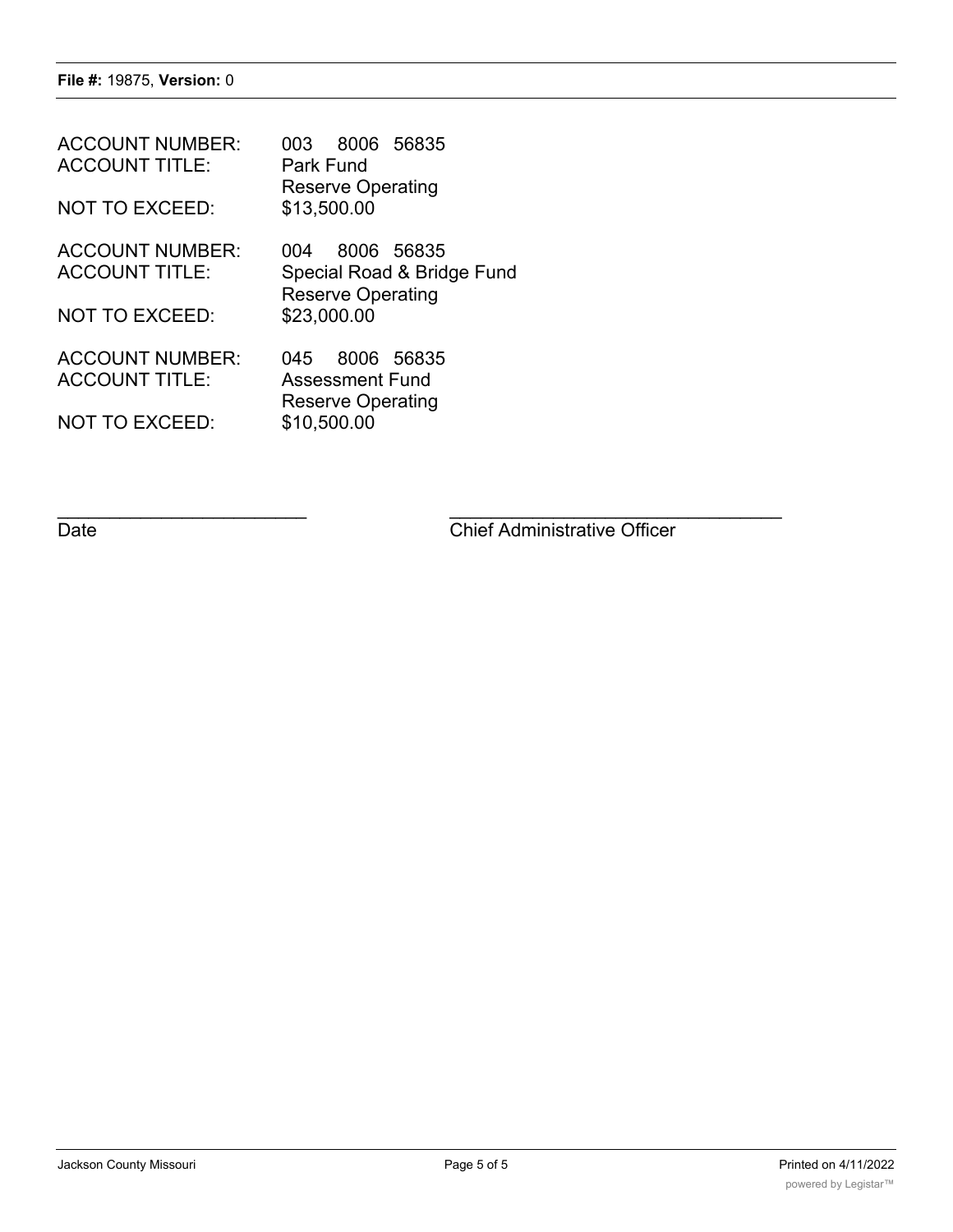ACCOUNT NUMBER: 003 8006 56835
ACCOUNT TITLE: Park Fund
Reserve Operating
NOT TO EXCEED: $13,500.00

ACCOUNT NUMBER: 004 8006 56835
ACCOUNT TITLE: Special Road & Bridge Fund
Reserve Operating
NOT TO EXCEED: $23,000.00

ACCOUNT NUMBER: 045 8006 56835
ACCOUNT TITLE: Assessment Fund
Reserve Operating
NOT TO EXCEED: $10,500.00

________________________ ________________________________
Date Chief Administrative Officer